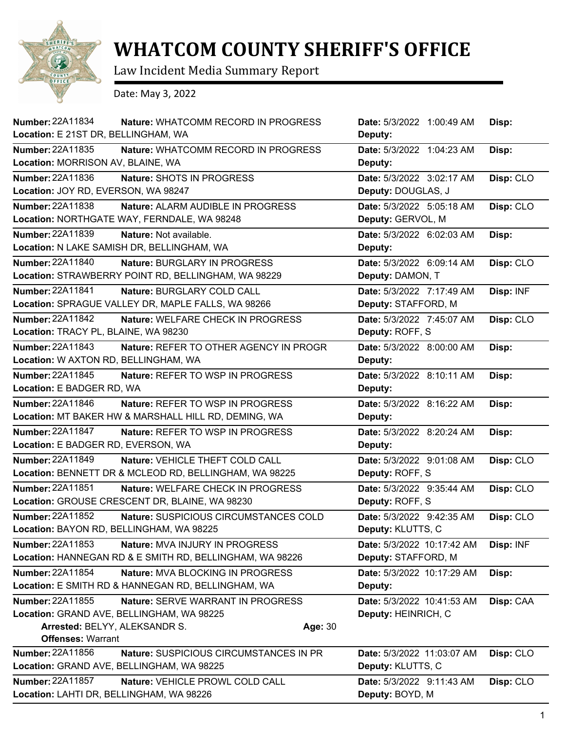# WHATCOM COUNTY SHERIFF'S OFFICE

Law Incident Media Summary Report

Date: May 3, 2022

| Number | Nature | Location | Date | Deputy | Disp |
|---|---|---|---|---|---|
| 22A11834 | WHATCOMM RECORD IN PROGRESS | E 21ST DR, BELLINGHAM, WA | 5/3/2022 1:00:49 AM | | |
| 22A11835 | WHATCOMM RECORD IN PROGRESS | MORRISON AV, BLAINE, WA | 5/3/2022 1:04:23 AM | | |
| 22A11836 | SHOTS IN PROGRESS | JOY RD, EVERSON, WA 98247 | 5/3/2022 3:02:17 AM | DOUGLAS, J | CLO |
| 22A11838 | ALARM AUDIBLE IN PROGRESS | NORTHGATE WAY, FERNDALE, WA 98248 | 5/3/2022 5:05:18 AM | GERVOL, M | CLO |
| 22A11839 | Not available. | N LAKE SAMISH DR, BELLINGHAM, WA | 5/3/2022 6:02:03 AM | | |
| 22A11840 | BURGLARY IN PROGRESS | STRAWBERRY POINT RD, BELLINGHAM, WA 98229 | 5/3/2022 6:09:14 AM | DAMON, T | CLO |
| 22A11841 | BURGLARY COLD CALL | SPRAGUE VALLEY DR, MAPLE FALLS, WA 98266 | 5/3/2022 7:17:49 AM | STAFFORD, M | INF |
| 22A11842 | WELFARE CHECK IN PROGRESS | TRACY PL, BLAINE, WA 98230 | 5/3/2022 7:45:07 AM | ROFF, S | CLO |
| 22A11843 | REFER TO OTHER AGENCY IN PROGR | W AXTON RD, BELLINGHAM, WA | 5/3/2022 8:00:00 AM | | |
| 22A11845 | REFER TO WSP IN PROGRESS | E BADGER RD, WA | 5/3/2022 8:10:11 AM | | |
| 22A11846 | REFER TO WSP IN PROGRESS | MT BAKER HW & MARSHALL HILL RD, DEMING, WA | 5/3/2022 8:16:22 AM | | |
| 22A11847 | REFER TO WSP IN PROGRESS | E BADGER RD, EVERSON, WA | 5/3/2022 8:20:24 AM | | |
| 22A11849 | VEHICLE THEFT COLD CALL | BENNETT DR & MCLEOD RD, BELLINGHAM, WA 98225 | 5/3/2022 9:01:08 AM | ROFF, S | CLO |
| 22A11851 | WELFARE CHECK IN PROGRESS | GROUSE CRESCENT DR, BLAINE, WA 98230 | 5/3/2022 9:35:44 AM | ROFF, S | CLO |
| 22A11852 | SUSPICIOUS CIRCUMSTANCES COLD | BAYON RD, BELLINGHAM, WA 98225 | 5/3/2022 9:42:35 AM | KLUTTS, C | CLO |
| 22A11853 | MVA INJURY IN PROGRESS | HANNEGAN RD & E SMITH RD, BELLINGHAM, WA 98226 | 5/3/2022 10:17:42 AM | STAFFORD, M | INF |
| 22A11854 | MVA BLOCKING IN PROGRESS | E SMITH RD & HANNEGAN RD, BELLINGHAM, WA | 5/3/2022 10:17:29 AM | | |
| 22A11855 | SERVE WARRANT IN PROGRESS | GRAND AVE, BELLINGHAM, WA 98225 | 5/3/2022 10:41:53 AM | HEINRICH, C | CAA |
| | Arrested: BELYY, ALEKSANDR S. — Age: 30 — Offenses: Warrant | | | | |
| 22A11856 | SUSPICIOUS CIRCUMSTANCES IN PR | GRAND AVE, BELLINGHAM, WA 98225 | 5/3/2022 11:03:07 AM | KLUTTS, C | CLO |
| 22A11857 | VEHICLE PROWL COLD CALL | LAHTI DR, BELLINGHAM, WA 98226 | 5/3/2022 9:11:43 AM | BOYD, M | CLO |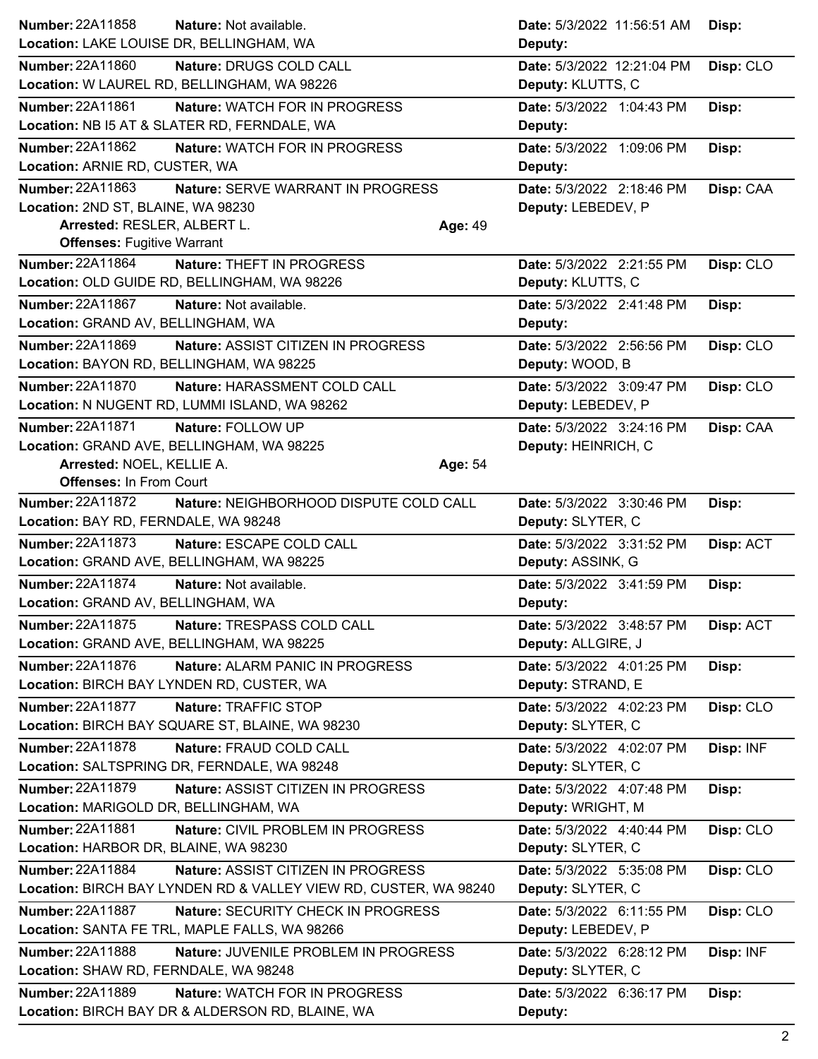**Number:** 22A11858 **Nature:** Not available. **Date:** 5/3/2022 11:56:51 AM **Disp:**
**Location:** LAKE LOUISE DR, BELLINGHAM, WA **Deputy:**

---

**Number:** 22A11860 **Nature:** DRUGS COLD CALL **Date:** 5/3/2022 12:21:04 PM **Disp:** CLO
**Location:** W LAUREL RD, BELLINGHAM, WA 98226 **Deputy:** KLUTTS, C

---

**Number:** 22A11861 **Nature:** WATCH FOR IN PROGRESS **Date:** 5/3/2022 1:04:43 PM **Disp:**
**Location:** NB I5 AT & SLATER RD, FERNDALE, WA **Deputy:**

---

**Number:** 22A11862 **Nature:** WATCH FOR IN PROGRESS **Date:** 5/3/2022 1:09:06 PM **Disp:**
**Location:** ARNIE RD, CUSTER, WA **Deputy:**

---

**Number:** 22A11863 **Nature:** SERVE WARRANT IN PROGRESS **Date:** 5/3/2022 2:18:46 PM **Disp:** CAA
**Location:** 2ND ST, BLAINE, WA 98230 **Deputy:** LEBEDEV, P
**Arrested:** RESLER, ALBERT L. **Age:** 49
**Offenses:** Fugitive Warrant

---

**Number:** 22A11864 **Nature:** THEFT IN PROGRESS **Date:** 5/3/2022 2:21:55 PM **Disp:** CLO
**Location:** OLD GUIDE RD, BELLINGHAM, WA 98226 **Deputy:** KLUTTS, C

---

**Number:** 22A11867 **Nature:** Not available. **Date:** 5/3/2022 2:41:48 PM **Disp:**
**Location:** GRAND AV, BELLINGHAM, WA **Deputy:**

---

**Number:** 22A11869 **Nature:** ASSIST CITIZEN IN PROGRESS **Date:** 5/3/2022 2:56:56 PM **Disp:** CLO
**Location:** BAYON RD, BELLINGHAM, WA 98225 **Deputy:** WOOD, B

---

**Number:** 22A11870 **Nature:** HARASSMENT COLD CALL **Date:** 5/3/2022 3:09:47 PM **Disp:** CLO
**Location:** N NUGENT RD, LUMMI ISLAND, WA 98262 **Deputy:** LEBEDEV, P

---

**Number:** 22A11871 **Nature:** FOLLOW UP **Date:** 5/3/2022 3:24:16 PM **Disp:** CAA
**Location:** GRAND AVE, BELLINGHAM, WA 98225 **Deputy:** HEINRICH, C
**Arrested:** NOEL, KELLIE A. **Age:** 54
**Offenses:** In From Court

---

**Number:** 22A11872 **Nature:** NEIGHBORHOOD DISPUTE COLD CALL **Date:** 5/3/2022 3:30:46 PM **Disp:**
**Location:** BAY RD, FERNDALE, WA 98248 **Deputy:** SLYTER, C

---

**Number:** 22A11873 **Nature:** ESCAPE COLD CALL **Date:** 5/3/2022 3:31:52 PM **Disp:** ACT
**Location:** GRAND AVE, BELLINGHAM, WA 98225 **Deputy:** ASSINK, G

---

**Number:** 22A11874 **Nature:** Not available. **Date:** 5/3/2022 3:41:59 PM **Disp:**
**Location:** GRAND AV, BELLINGHAM, WA **Deputy:**

---

**Number:** 22A11875 **Nature:** TRESPASS COLD CALL **Date:** 5/3/2022 3:48:57 PM **Disp:** ACT
**Location:** GRAND AVE, BELLINGHAM, WA 98225 **Deputy:** ALLGIRE, J

---

**Number:** 22A11876 **Nature:** ALARM PANIC IN PROGRESS **Date:** 5/3/2022 4:01:25 PM **Disp:**
**Location:** BIRCH BAY LYNDEN RD, CUSTER, WA **Deputy:** STRAND, E

---

**Number:** 22A11877 **Nature:** TRAFFIC STOP **Date:** 5/3/2022 4:02:23 PM **Disp:** CLO
**Location:** BIRCH BAY SQUARE ST, BLAINE, WA 98230 **Deputy:** SLYTER, C

---

**Number:** 22A11878 **Nature:** FRAUD COLD CALL **Date:** 5/3/2022 4:02:07 PM **Disp:** INF
**Location:** SALTSPRING DR, FERNDALE, WA 98248 **Deputy:** SLYTER, C

---

**Number:** 22A11879 **Nature:** ASSIST CITIZEN IN PROGRESS **Date:** 5/3/2022 4:07:48 PM **Disp:**
**Location:** MARIGOLD DR, BELLINGHAM, WA **Deputy:** WRIGHT, M

---

**Number:** 22A11881 **Nature:** CIVIL PROBLEM IN PROGRESS **Date:** 5/3/2022 4:40:44 PM **Disp:** CLO
**Location:** HARBOR DR, BLAINE, WA 98230 **Deputy:** SLYTER, C

---

**Number:** 22A11884 **Nature:** ASSIST CITIZEN IN PROGRESS **Date:** 5/3/2022 5:35:08 PM **Disp:** CLO
**Location:** BIRCH BAY LYNDEN RD & VALLEY VIEW RD, CUSTER, WA 98240 **Deputy:** SLYTER, C

---

**Number:** 22A11887 **Nature:** SECURITY CHECK IN PROGRESS **Date:** 5/3/2022 6:11:55 PM **Disp:** CLO
**Location:** SANTA FE TRL, MAPLE FALLS, WA 98266 **Deputy:** LEBEDEV, P

---

**Number:** 22A11888 **Nature:** JUVENILE PROBLEM IN PROGRESS **Date:** 5/3/2022 6:28:12 PM **Disp:** INF
**Location:** SHAW RD, FERNDALE, WA 98248 **Deputy:** SLYTER, C

---

**Number:** 22A11889 **Nature:** WATCH FOR IN PROGRESS **Date:** 5/3/2022 6:36:17 PM **Disp:**
**Location:** BIRCH BAY DR & ALDERSON RD, BLAINE, WA **Deputy:**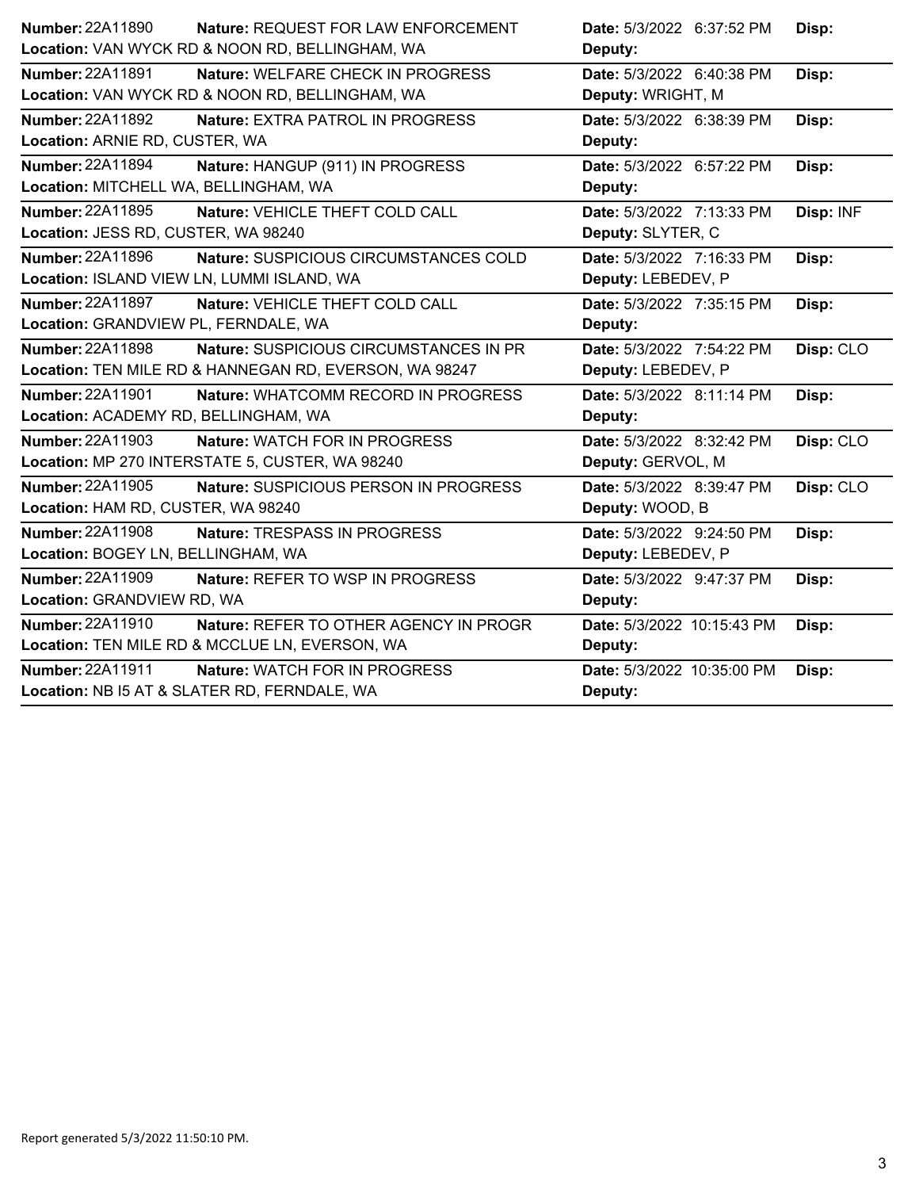**Number:** 22A11890 **Nature:** REQUEST FOR LAW ENFORCEMENT **Date:** 5/3/2022 6:37:52 PM **Disp:**
**Location:** VAN WYCK RD & NOON RD, BELLINGHAM, WA **Deputy:**

**Number:** 22A11891 **Nature:** WELFARE CHECK IN PROGRESS **Date:** 5/3/2022 6:40:38 PM **Disp:**
**Location:** VAN WYCK RD & NOON RD, BELLINGHAM, WA **Deputy:** WRIGHT, M

**Number:** 22A11892 **Nature:** EXTRA PATROL IN PROGRESS **Date:** 5/3/2022 6:38:39 PM **Disp:**
**Location:** ARNIE RD, CUSTER, WA **Deputy:**

**Number:** 22A11894 **Nature:** HANGUP (911) IN PROGRESS **Date:** 5/3/2022 6:57:22 PM **Disp:**
**Location:** MITCHELL WA, BELLINGHAM, WA **Deputy:**

**Number:** 22A11895 **Nature:** VEHICLE THEFT COLD CALL **Date:** 5/3/2022 7:13:33 PM **Disp:** INF
**Location:** JESS RD, CUSTER, WA 98240 **Deputy:** SLYTER, C

**Number:** 22A11896 **Nature:** SUSPICIOUS CIRCUMSTANCES COLD **Date:** 5/3/2022 7:16:33 PM **Disp:**
**Location:** ISLAND VIEW LN, LUMMI ISLAND, WA **Deputy:** LEBEDEV, P

**Number:** 22A11897 **Nature:** VEHICLE THEFT COLD CALL **Date:** 5/3/2022 7:35:15 PM **Disp:**
**Location:** GRANDVIEW PL, FERNDALE, WA **Deputy:**

**Number:** 22A11898 **Nature:** SUSPICIOUS CIRCUMSTANCES IN PR **Date:** 5/3/2022 7:54:22 PM **Disp:** CLO
**Location:** TEN MILE RD & HANNEGAN RD, EVERSON, WA 98247 **Deputy:** LEBEDEV, P

**Number:** 22A11901 **Nature:** WHATCOMM RECORD IN PROGRESS **Date:** 5/3/2022 8:11:14 PM **Disp:**
**Location:** ACADEMY RD, BELLINGHAM, WA **Deputy:**

**Number:** 22A11903 **Nature:** WATCH FOR IN PROGRESS **Date:** 5/3/2022 8:32:42 PM **Disp:** CLO
**Location:** MP 270 INTERSTATE 5, CUSTER, WA 98240 **Deputy:** GERVOL, M

**Number:** 22A11905 **Nature:** SUSPICIOUS PERSON IN PROGRESS **Date:** 5/3/2022 8:39:47 PM **Disp:** CLO
**Location:** HAM RD, CUSTER, WA 98240 **Deputy:** WOOD, B

**Number:** 22A11908 **Nature:** TRESPASS IN PROGRESS **Date:** 5/3/2022 9:24:50 PM **Disp:**
**Location:** BOGEY LN, BELLINGHAM, WA **Deputy:** LEBEDEV, P

**Number:** 22A11909 **Nature:** REFER TO WSP IN PROGRESS **Date:** 5/3/2022 9:47:37 PM **Disp:**
**Location:** GRANDVIEW RD, WA **Deputy:**

**Number:** 22A11910 **Nature:** REFER TO OTHER AGENCY IN PROGR **Date:** 5/3/2022 10:15:43 PM **Disp:**
**Location:** TEN MILE RD & MCCLUE LN, EVERSON, WA **Deputy:**

**Number:** 22A11911 **Nature:** WATCH FOR IN PROGRESS **Date:** 5/3/2022 10:35:00 PM **Disp:**
**Location:** NB I5 AT & SLATER RD, FERNDALE, WA **Deputy:**

Report generated 5/3/2022 11:50:10 PM.